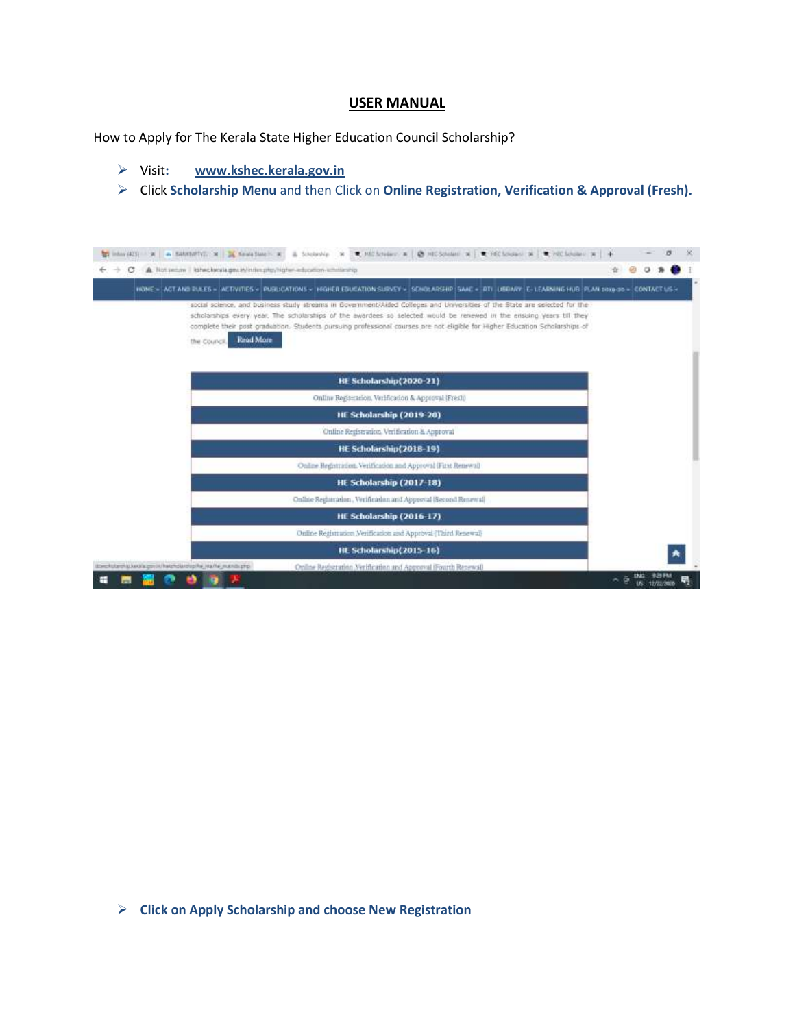# USER MANUAL

How to Apply for The Kerala State Higher Education Council Scholarship?

- Visit: [www.kshec.kerala.gov.in](http://www.kshec.kerala.gov.in)
- Click **Scholarship Menu** and then Click on **Online Registration, Verification & Approval (Fresh).**

- **Click on Apply Scholarship and choose New Registration**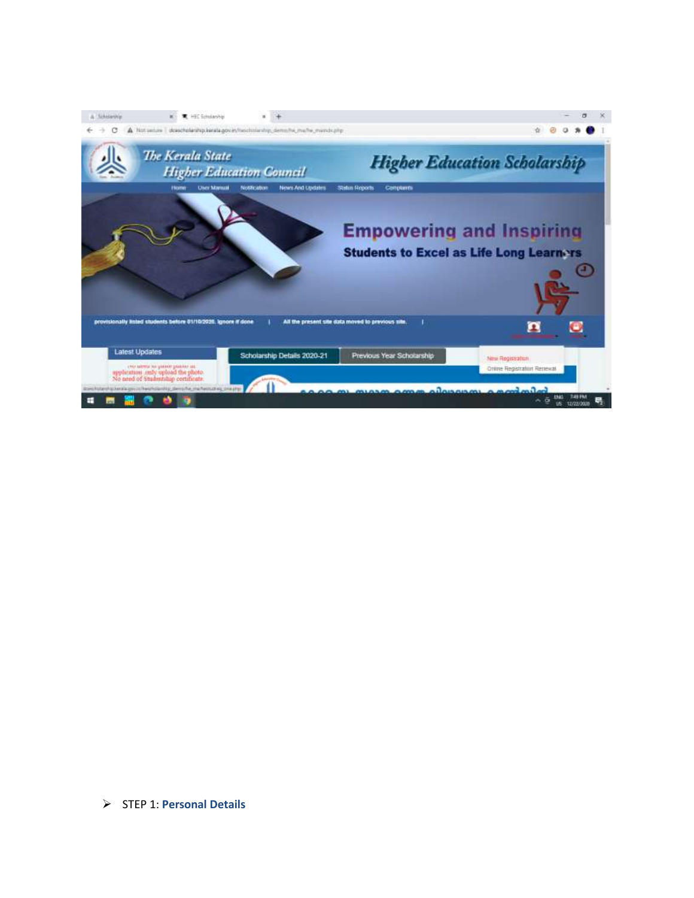- STEP 1: **Personal Details**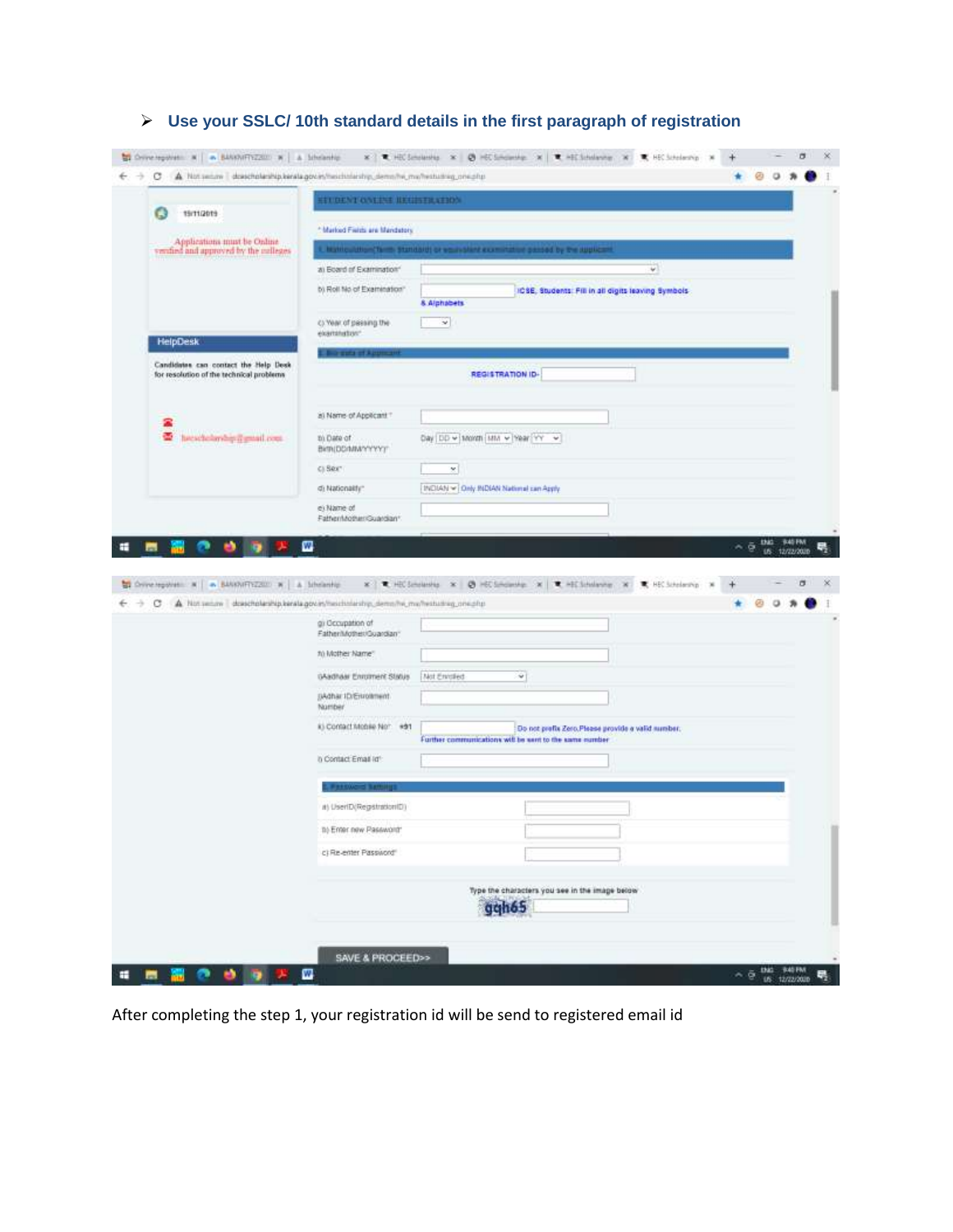- **Use your SSLC/ 10th standard details in the first paragraph of registration**

After completing the step 1, your registration id will be send to registered email id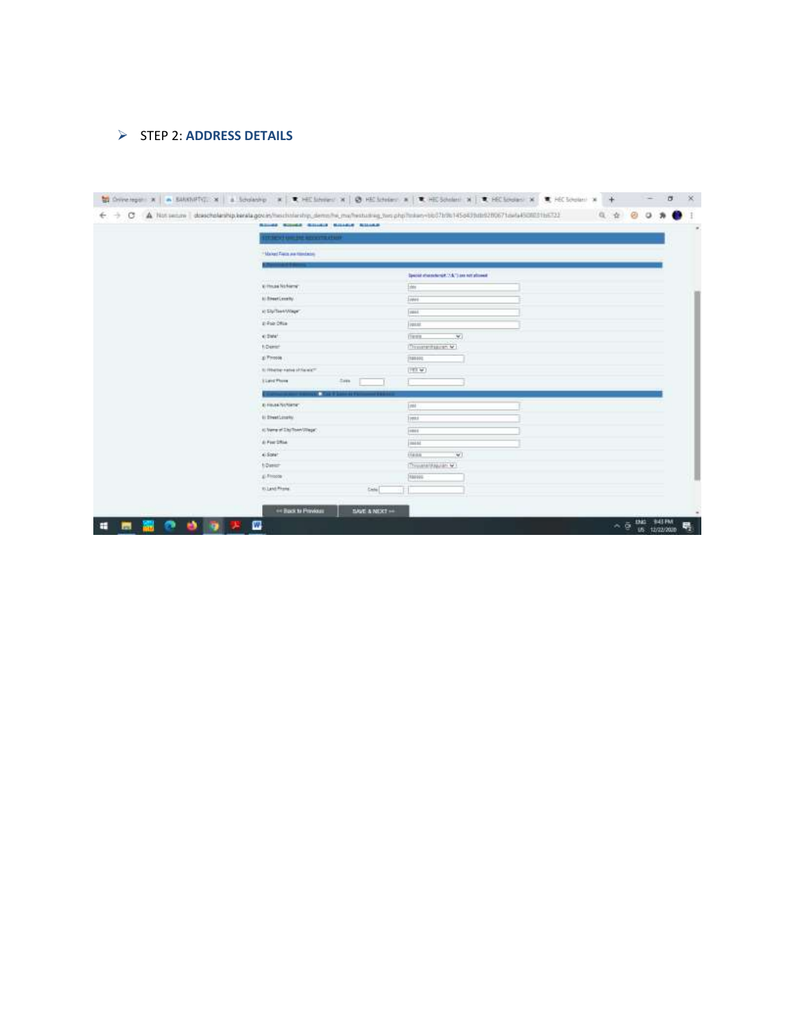- STEP 2: **ADDRESS DETAILS**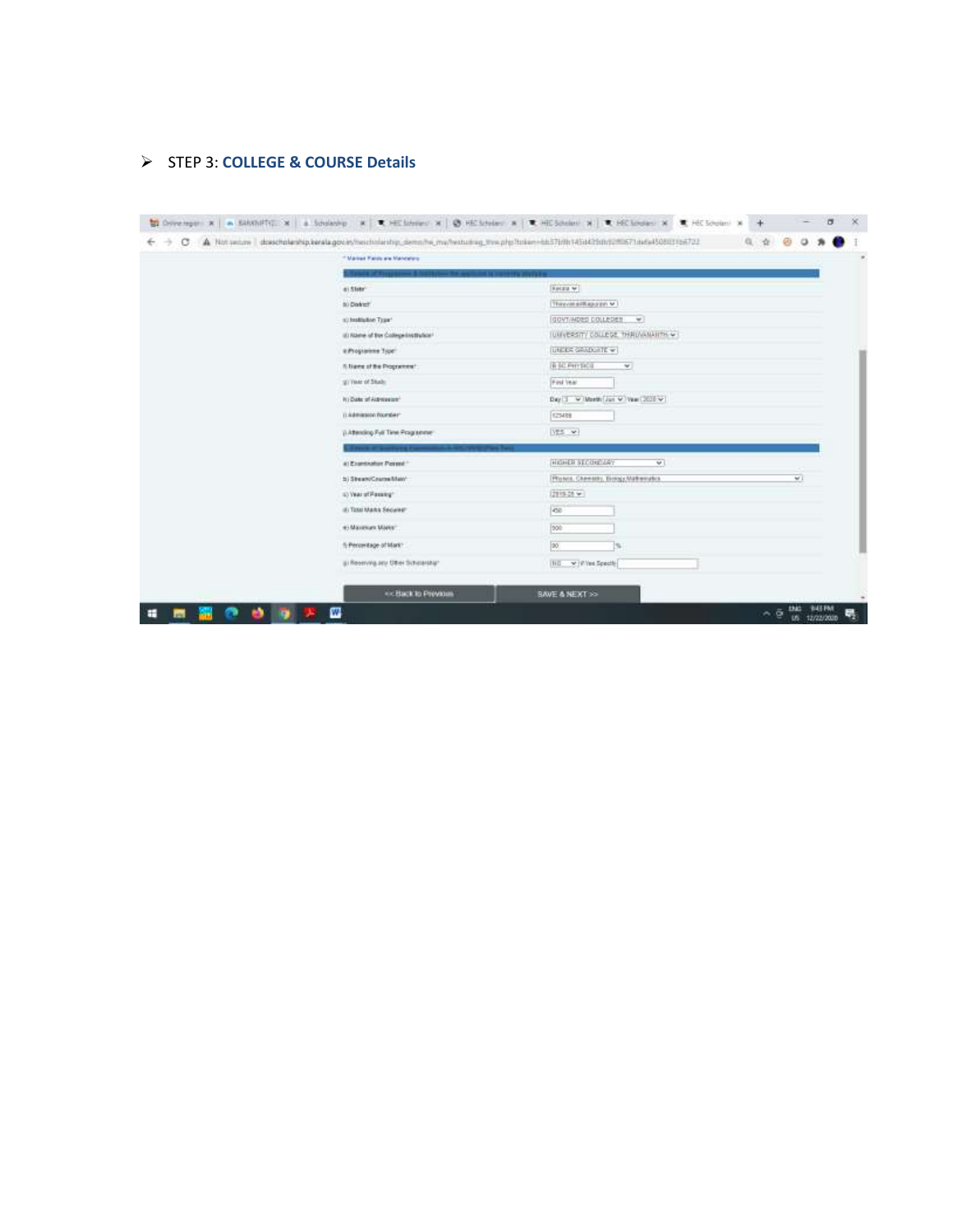- STEP 3: **COLLEGE & COURSE Details**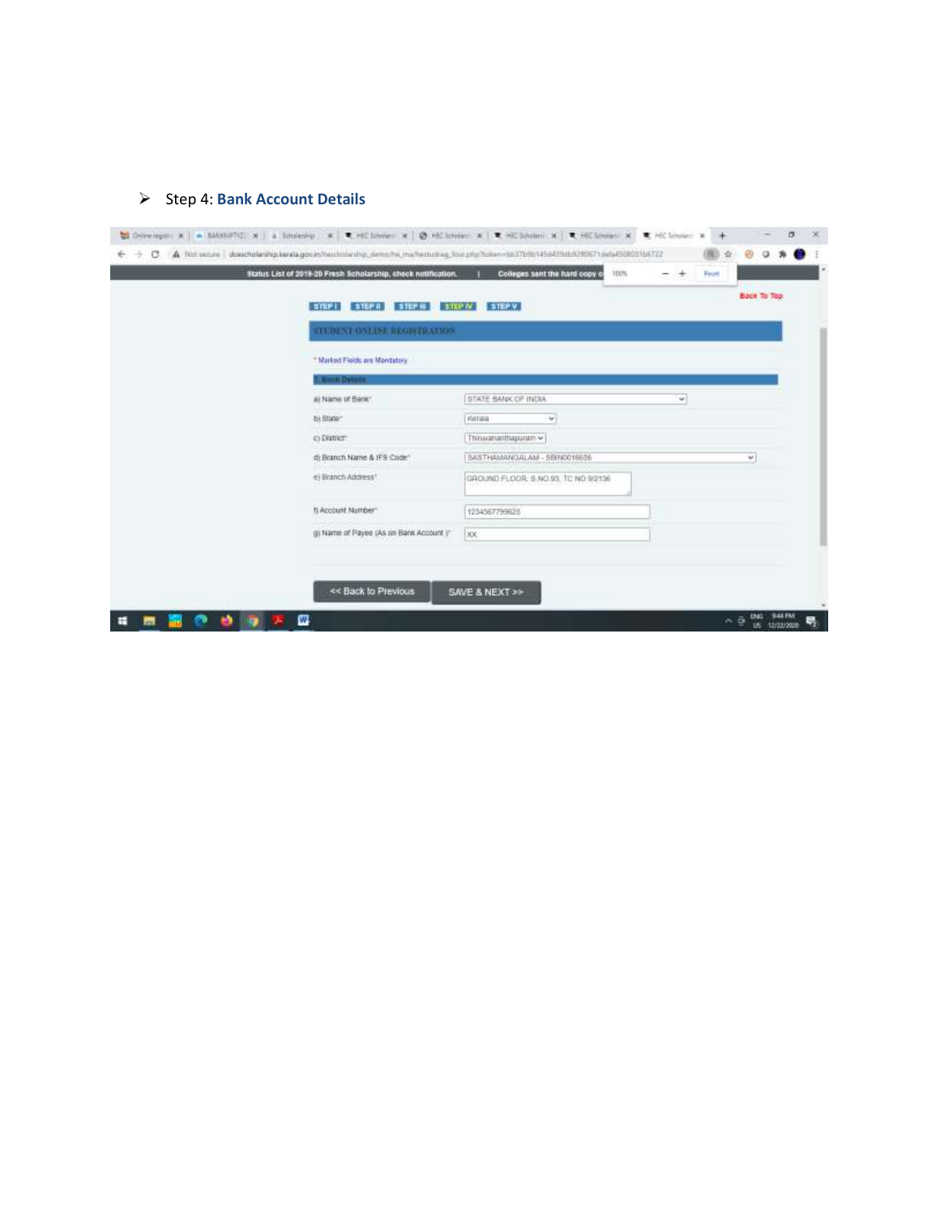- Step 4: **Bank Account Details**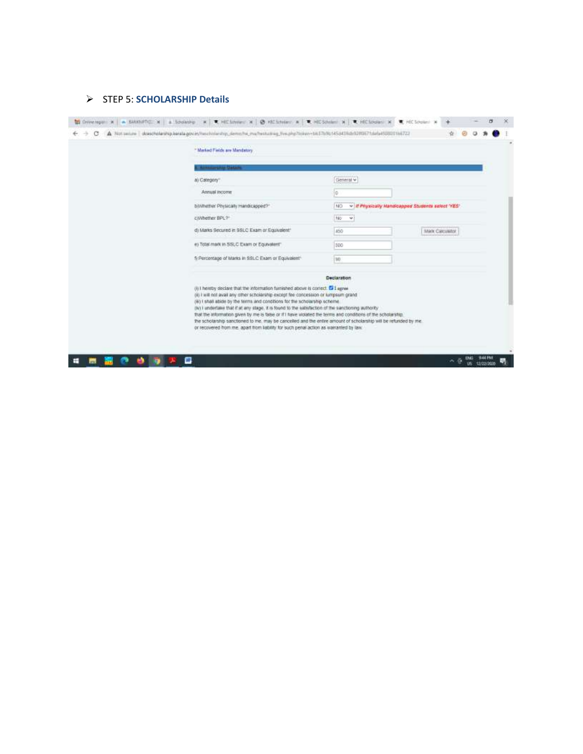- STEP 5: **SCHOLARSHIP Details**

\* Marked Fields are Mandatory

**5. Scholarship Details**

| | |
|---|---|
| a) Category* | General |
| Annual income | 0 |
| b)Whether Physically Handicapped?* | NO — *If Physically Handicapped Students select 'YES'* |
| c)Whether BPL?* | No |
| d) Marks Secured in SSLC Exam or Equivalent* | 450 — Mark Calculator |
| e) Total mark in SSLC Exam or Equivalent* | 500 |
| f) Percentage of Marks in SSLC Exam or Equivalent* | 90 |

**Declaration**

(i) I hereby declare that the information furnished above is correct. ☑ I agree
(ii) I will not avail any other scholarship except fee concession or lumpsum grand
(iii) I shall abide by the terms and conditions for the scholarship scheme.
(iv) I undertake that if at any stage, it is found to the satisfaction of the sanctioning authority
that the information given by me is false or if I have violated the terms and conditions of the scholarship,
the scholarship sanctioned to me, may be cancelled and the entire amount of scholarship will be refunded by me
or recovered from me, apart from liability for such penal action as warranted by law.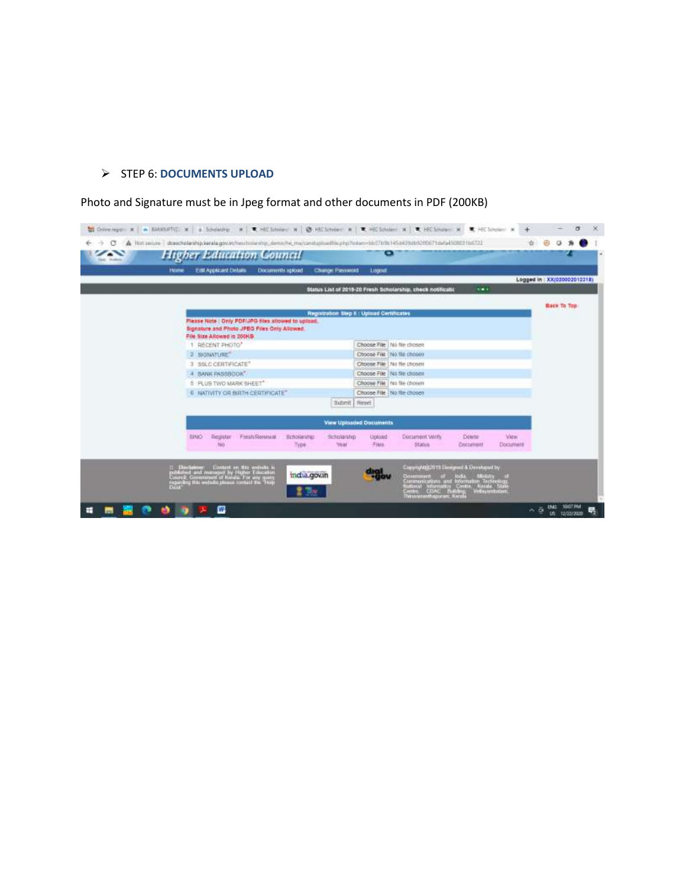- STEP 6: **DOCUMENTS UPLOAD**

Photo and Signature must be in Jpeg format and other documents in PDF (200KB)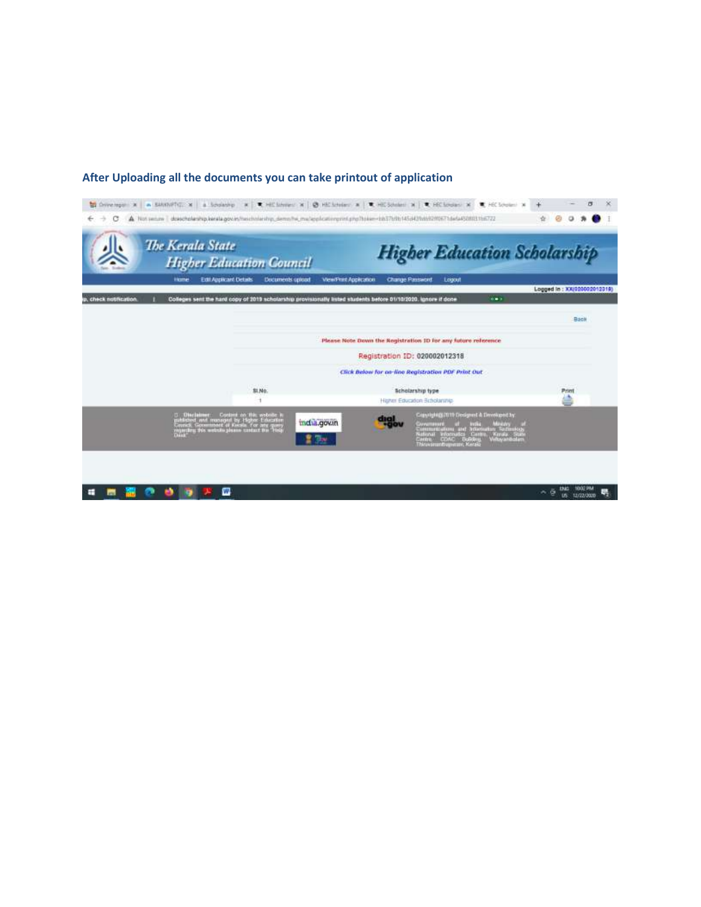**After Uploading all the documents you can take printout of application**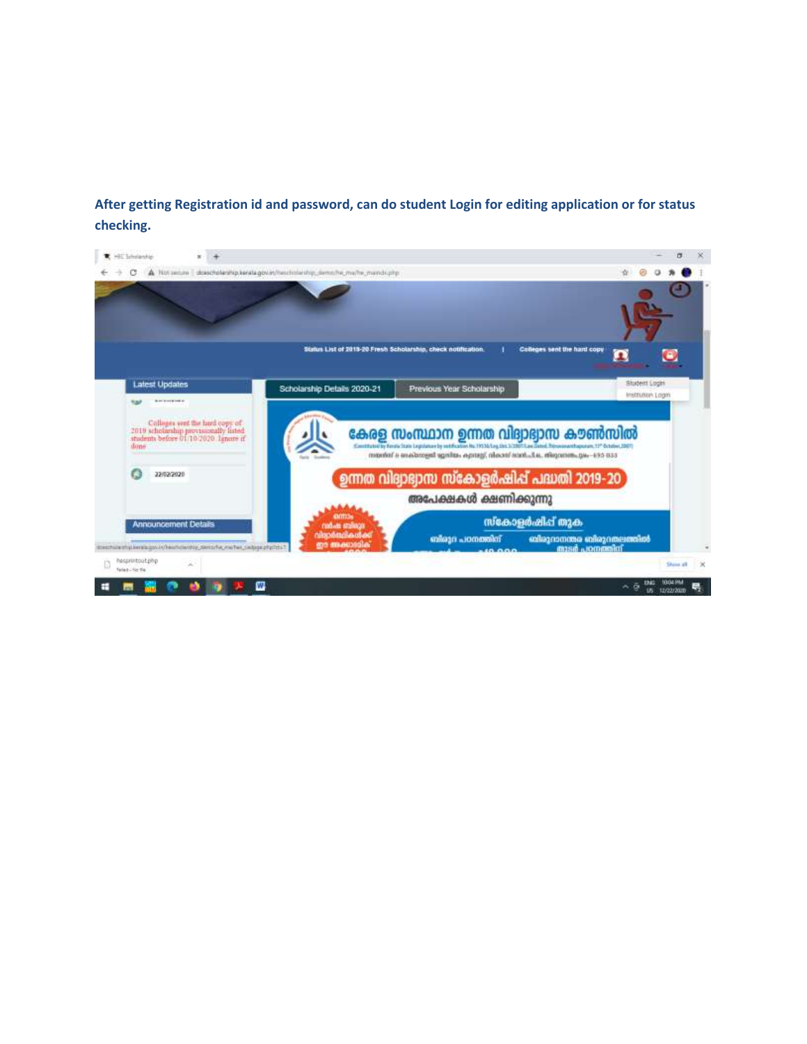**After getting Registration id and password, can do student Login for editing application or for status checking.**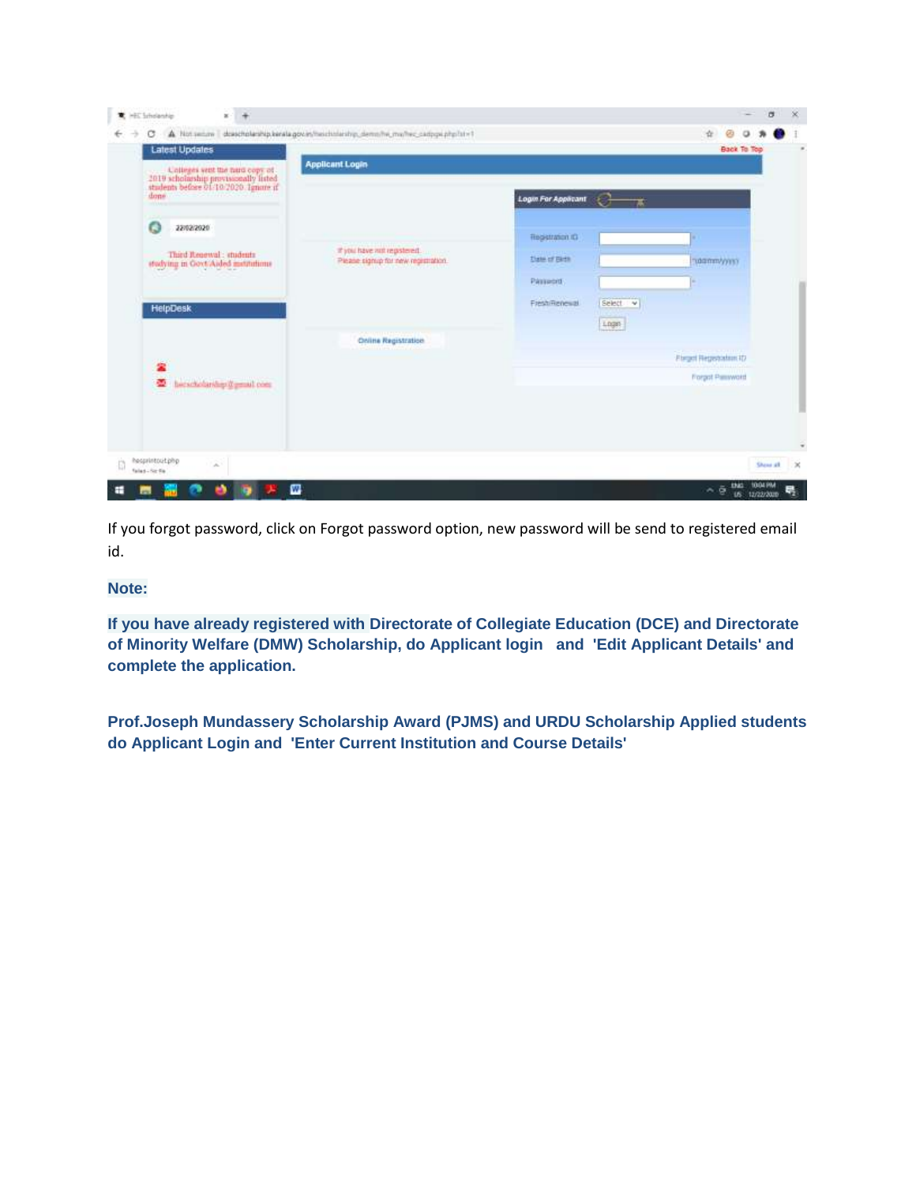If you forgot password, click on Forgot password option, new password will be send to registered email id.

**Note:**

**If you have already registered with Directorate of Collegiate Education (DCE) and Directorate of Minority Welfare (DMW) Scholarship, do Applicant login and 'Edit Applicant Details' and complete the application.**

**Prof.Joseph Mundassery Scholarship Award (PJMS) and URDU Scholarship Applied students do Applicant Login and 'Enter Current Institution and Course Details'**